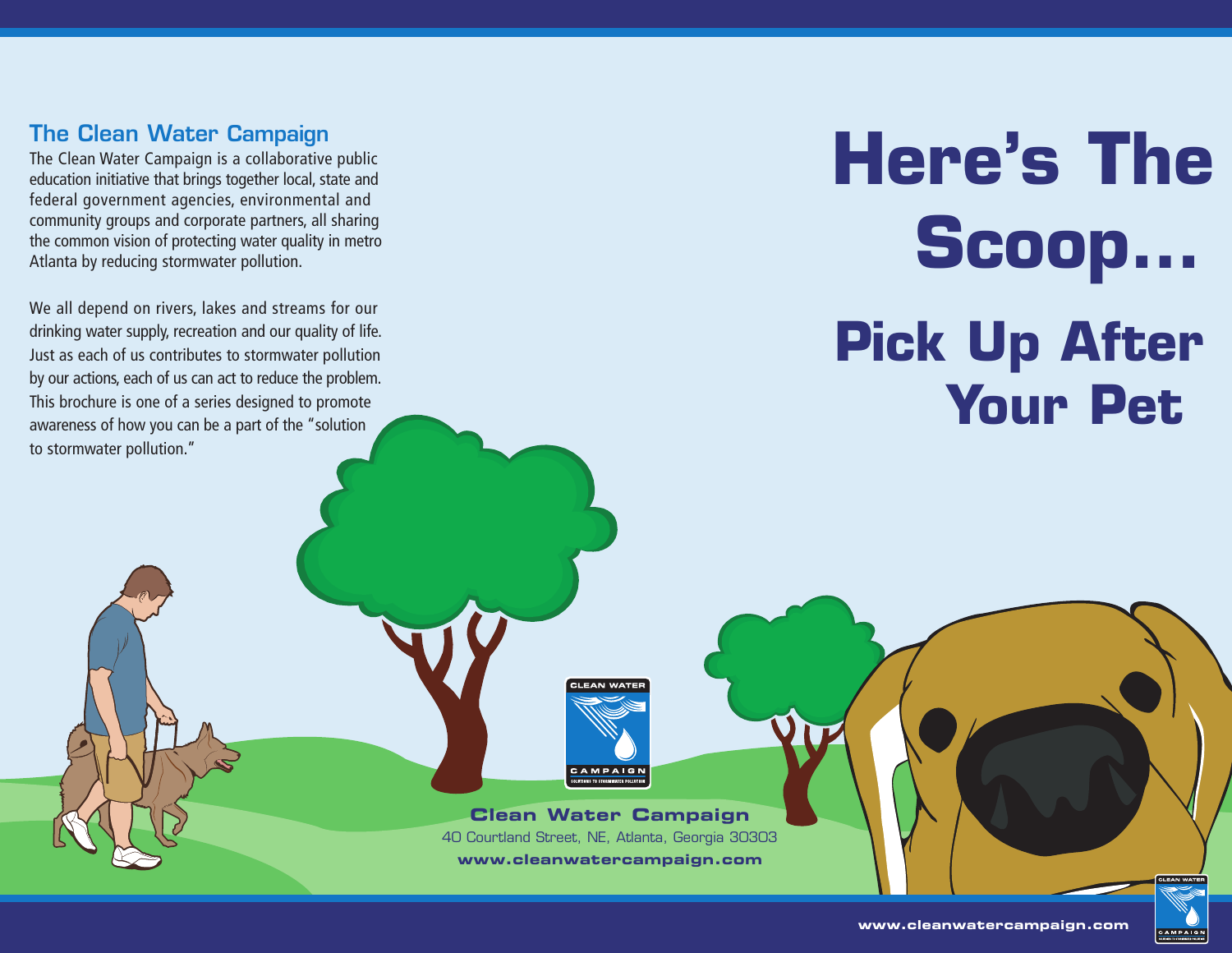## The Clean Water Campaign

The Clean Water Campaign is a collaborative public education initiative that brings together local, state and federal government agencies, environmental and community groups and corporate partners, all sharing the common vision of protecting water quality in metro Atlanta by reducing stormwater pollution.

We all depend on rivers, lakes and streams for our drinking water supply, recreation and our quality of life. Just as each of us contributes to stormwater pollution by our actions, each of us can act to reduce the problem. This brochure is one of a series designed to promote awareness of how you can be a part of the "solution to stormwater pollution."

**Clean Water Campaign**
40 Courtland Street, NE, Atlanta, Georgia 30303
**www.cleanwatercampaign.com**

# Here's The Scoop…

## Pick Up After Your Pet

www.cleanwatercampaign.com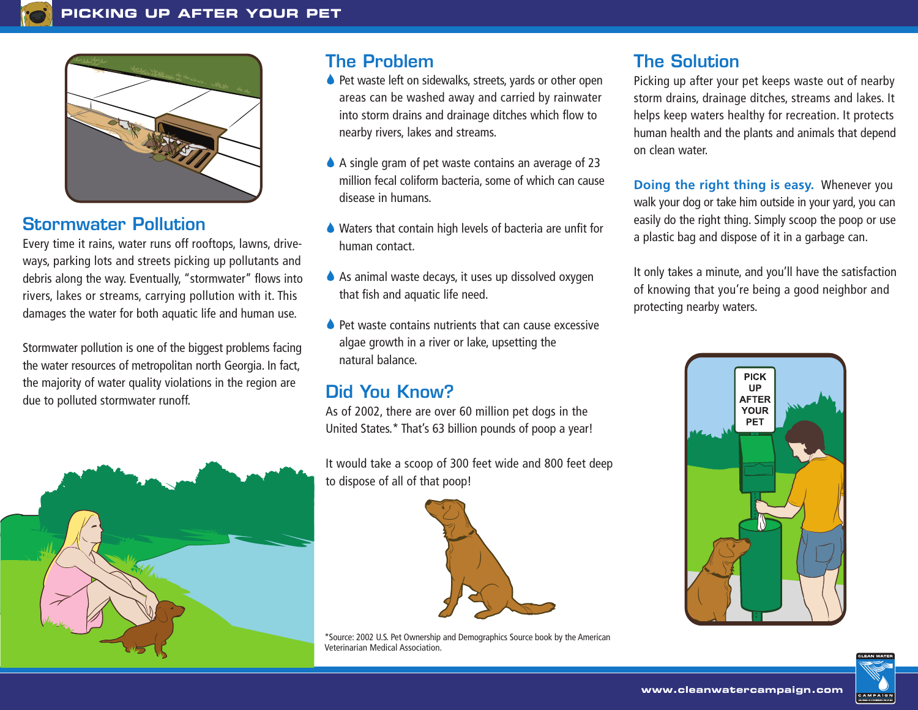# PICKING UP AFTER YOUR PET

## Stormwater Pollution

Every time it rains, water runs off rooftops, lawns, driveways, parking lots and streets picking up pollutants and debris along the way. Eventually, "stormwater" flows into rivers, lakes or streams, carrying pollution with it. This damages the water for both aquatic life and human use.

Stormwater pollution is one of the biggest problems facing the water resources of metropolitan north Georgia. In fact, the majority of water quality violations in the region are due to polluted stormwater runoff.

## The Problem

- Pet waste left on sidewalks, streets, yards or other open areas can be washed away and carried by rainwater into storm drains and drainage ditches which flow to nearby rivers, lakes and streams.
- A single gram of pet waste contains an average of 23 million fecal coliform bacteria, some of which can cause disease in humans.
- Waters that contain high levels of bacteria are unfit for human contact.
- As animal waste decays, it uses up dissolved oxygen that fish and aquatic life need.
- Pet waste contains nutrients that can cause excessive algae growth in a river or lake, upsetting the natural balance.

## Did You Know?

As of 2002, there are over 60 million pet dogs in the United States.* That's 63 billion pounds of poop a year!

It would take a scoop of 300 feet wide and 800 feet deep to dispose of all of that poop!

*Source: 2002 U.S. Pet Ownership and Demographics Source book by the American Veterinarian Medical Association.

## The Solution

Picking up after your pet keeps waste out of nearby storm drains, drainage ditches, streams and lakes. It helps keep waters healthy for recreation. It protects human health and the plants and animals that depend on clean water.

**Doing the right thing is easy.** Whenever you walk your dog or take him outside in your yard, you can easily do the right thing. Simply scoop the poop or use a plastic bag and dispose of it in a garbage can.

It only takes a minute, and you'll have the satisfaction of knowing that you're being a good neighbor and protecting nearby waters.

www.cleanwatercampaign.com